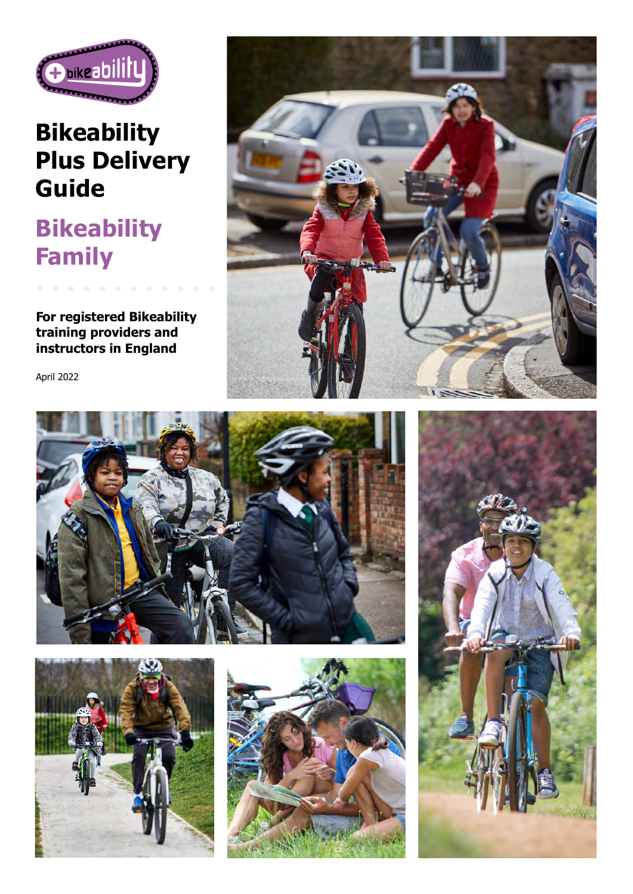# Bikeability Plus Delivery Guide

## Bikeability Family

**For registered Bikeability training providers and instructors in England**

April 2022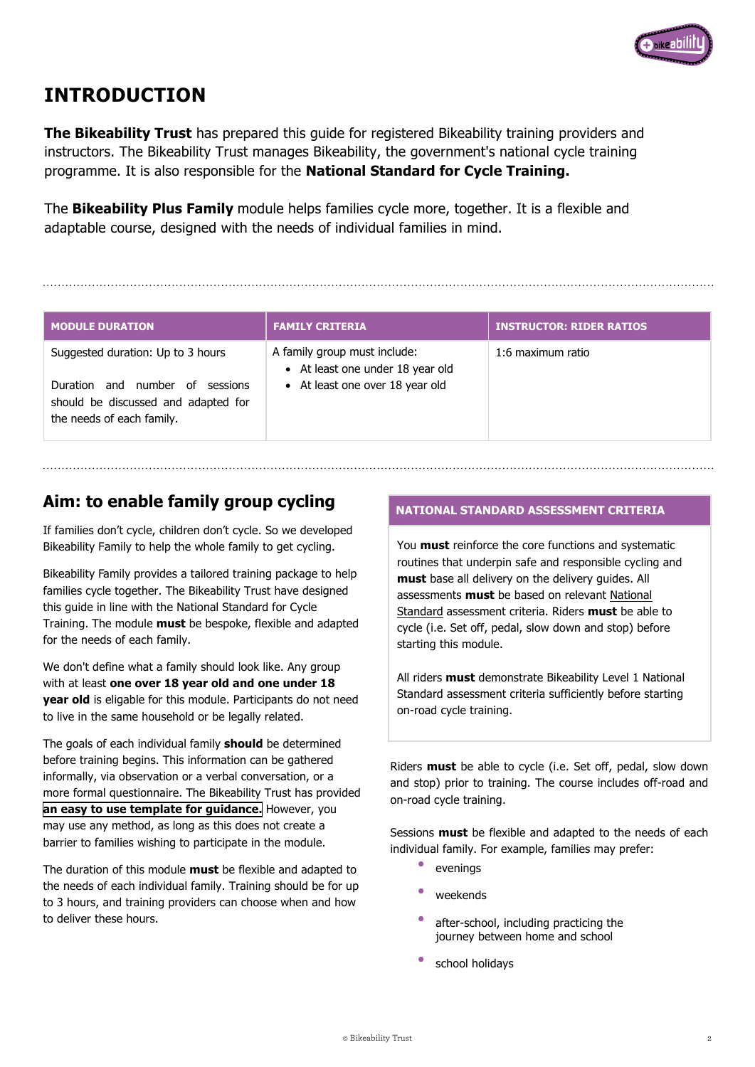# INTRODUCTION

**The Bikeability Trust** has prepared this guide for registered Bikeability training providers and instructors. The Bikeability Trust manages Bikeability, the government's national cycle training programme. It is also responsible for the **National Standard for Cycle Training.**

The **Bikeability Plus Family** module helps families cycle more, together. It is a flexible and adaptable course, designed with the needs of individual families in mind.

| MODULE DURATION | FAMILY CRITERIA | INSTRUCTOR: RIDER RATIOS |
|---|---|---|
| Suggested duration: Up to 3 hours<br><br>Duration and number of sessions should be discussed and adapted for the needs of each family. | A family group must include:<br>• At least one under 18 year old<br>• At least one over 18 year old | 1:6 maximum ratio |

## Aim: to enable family group cycling

If families don't cycle, children don't cycle. So we developed Bikeability Family to help the whole family to get cycling.

Bikeability Family provides a tailored training package to help families cycle together. The Bikeability Trust have designed this guide in line with the National Standard for Cycle Training. The module **must** be bespoke, flexible and adapted for the needs of each family.

We don't define what a family should look like. Any group with at least **one over 18 year old and one under 18 year old** is eligable for this module. Participants do not need to live in the same household or be legally related.

The goals of each individual family **should** be determined before training begins. This information can be gathered informally, via observation or a verbal conversation, or a more formal questionnaire. The Bikeability Trust has provided **an easy to use template for guidance.** However, you may use any method, as long as this does not create a barrier to families wishing to participate in the module.

The duration of this module **must** be flexible and adapted to the needs of each individual family. Training should be for up to 3 hours, and training providers can choose when and how to deliver these hours.

| NATIONAL STANDARD ASSESSMENT CRITERIA |
|---|
| You **must** reinforce the core functions and systematic routines that underpin safe and responsible cycling and **must** base all delivery on the delivery guides. All assessments **must** be based on relevant National Standard assessment criteria. Riders **must** be able to cycle (i.e. Set off, pedal, slow down and stop) before starting this module.<br><br>All riders **must** demonstrate Bikeability Level 1 National Standard assessment criteria sufficiently before starting on-road cycle training. |

Riders **must** be able to cycle (i.e. Set off, pedal, slow down and stop) prior to training. The course includes off-road and on-road cycle training.

Sessions **must** be flexible and adapted to the needs of each individual family. For example, families may prefer:

- evenings
- weekends
- after-school, including practicing the journey between home and school
- school holidays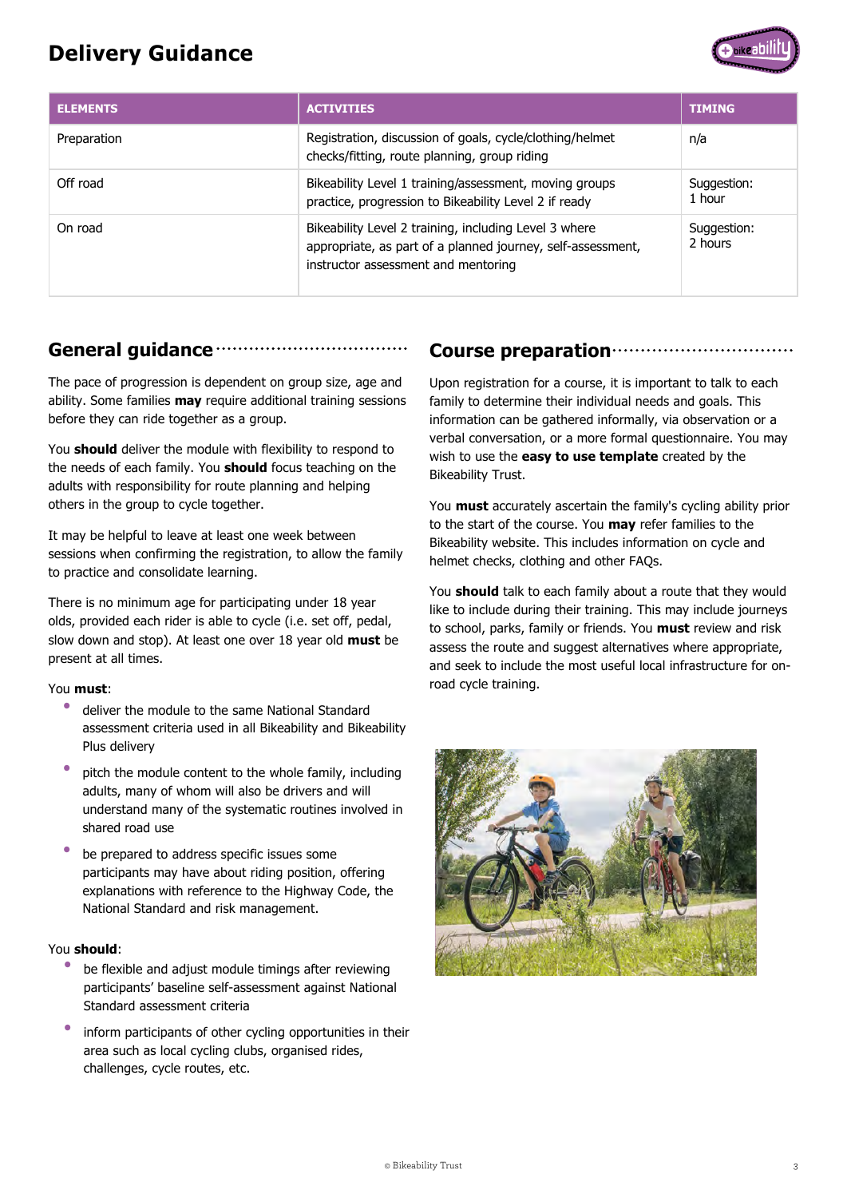# Delivery Guidance

| ELEMENTS | ACTIVITIES | TIMING |
|---|---|---|
| Preparation | Registration, discussion of goals, cycle/clothing/helmet checks/fitting, route planning, group riding | n/a |
| Off road | Bikeability Level 1 training/assessment, moving groups practice, progression to Bikeability Level 2 if ready | Suggestion: 1 hour |
| On road | Bikeability Level 2 training, including Level 3 where appropriate, as part of a planned journey, self-assessment, instructor assessment and mentoring | Suggestion: 2 hours |

## General guidance

The pace of progression is dependent on group size, age and ability. Some families **may** require additional training sessions before they can ride together as a group.

You **should** deliver the module with flexibility to respond to the needs of each family. You **should** focus teaching on the adults with responsibility for route planning and helping others in the group to cycle together.

It may be helpful to leave at least one week between sessions when confirming the registration, to allow the family to practice and consolidate learning.

There is no minimum age for participating under 18 year olds, provided each rider is able to cycle (i.e. set off, pedal, slow down and stop). At least one over 18 year old **must** be present at all times.

You **must**:

- deliver the module to the same National Standard assessment criteria used in all Bikeability and Bikeability Plus delivery
- pitch the module content to the whole family, including adults, many of whom will also be drivers and will understand many of the systematic routines involved in shared road use
- be prepared to address specific issues some participants may have about riding position, offering explanations with reference to the Highway Code, the National Standard and risk management.

You **should**:

- be flexible and adjust module timings after reviewing participants' baseline self-assessment against National Standard assessment criteria
- inform participants of other cycling opportunities in their area such as local cycling clubs, organised rides, challenges, cycle routes, etc.

## Course preparation

Upon registration for a course, it is important to talk to each family to determine their individual needs and goals. This information can be gathered informally, via observation or a verbal conversation, or a more formal questionnaire. You may wish to use the **easy to use template** created by the Bikeability Trust.

You **must** accurately ascertain the family's cycling ability prior to the start of the course. You **may** refer families to the Bikeability website. This includes information on cycle and helmet checks, clothing and other FAQs.

You **should** talk to each family about a route that they would like to include during their training. This may include journeys to school, parks, family or friends. You **must** review and risk assess the route and suggest alternatives where appropriate, and seek to include the most useful local infrastructure for on-road cycle training.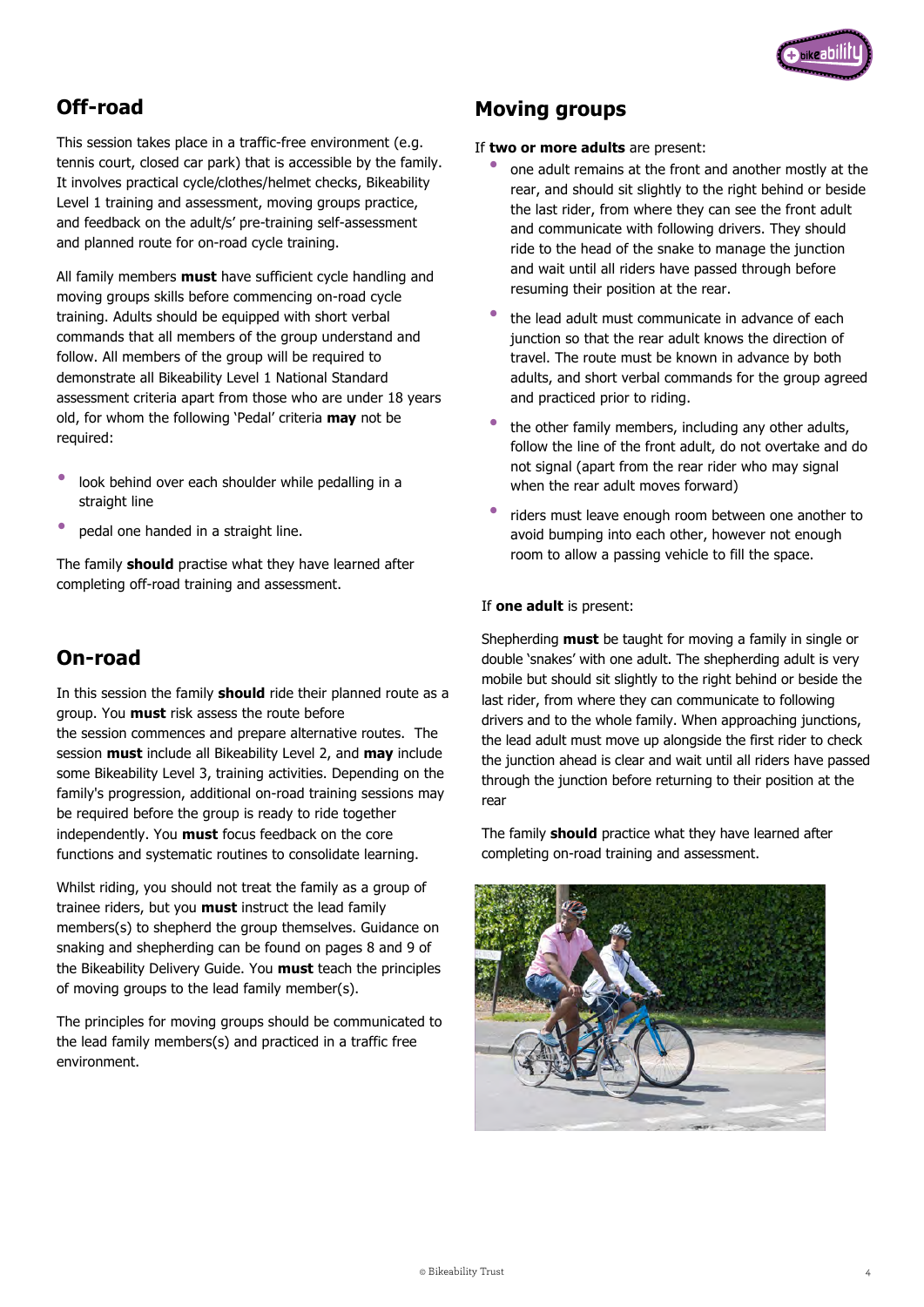## Off-road

This session takes place in a traffic-free environment (e.g. tennis court, closed car park) that is accessible by the family. It involves practical cycle/clothes/helmet checks, Bikeability Level 1 training and assessment, moving groups practice, and feedback on the adult/s' pre-training self-assessment and planned route for on-road cycle training.

All family members **must** have sufficient cycle handling and moving groups skills before commencing on-road cycle training. Adults should be equipped with short verbal commands that all members of the group understand and follow. All members of the group will be required to demonstrate all Bikeability Level 1 National Standard assessment criteria apart from those who are under 18 years old, for whom the following 'Pedal' criteria **may** not be required:

- look behind over each shoulder while pedalling in a straight line
- pedal one handed in a straight line.

The family **should** practise what they have learned after completing off-road training and assessment.

## On-road

In this session the family **should** ride their planned route as a group. You **must** risk assess the route before the session commences and prepare alternative routes. The session **must** include all Bikeability Level 2, and **may** include some Bikeability Level 3, training activities. Depending on the family's progression, additional on-road training sessions may be required before the group is ready to ride together independently. You **must** focus feedback on the core functions and systematic routines to consolidate learning.

Whilst riding, you should not treat the family as a group of trainee riders, but you **must** instruct the lead family members(s) to shepherd the group themselves. Guidance on snaking and shepherding can be found on pages 8 and 9 of the Bikeability Delivery Guide. You **must** teach the principles of moving groups to the lead family member(s).

The principles for moving groups should be communicated to the lead family members(s) and practiced in a traffic free environment.

## Moving groups

If **two or more adults** are present:

- one adult remains at the front and another mostly at the rear, and should sit slightly to the right behind or beside the last rider, from where they can see the front adult and communicate with following drivers. They should ride to the head of the snake to manage the junction and wait until all riders have passed through before resuming their position at the rear.
- the lead adult must communicate in advance of each junction so that the rear adult knows the direction of travel. The route must be known in advance by both adults, and short verbal commands for the group agreed and practiced prior to riding.
- the other family members, including any other adults, follow the line of the front adult, do not overtake and do not signal (apart from the rear rider who may signal when the rear adult moves forward)
- riders must leave enough room between one another to avoid bumping into each other, however not enough room to allow a passing vehicle to fill the space.

If **one adult** is present:

Shepherding **must** be taught for moving a family in single or double 'snakes' with one adult. The shepherding adult is very mobile but should sit slightly to the right behind or beside the last rider, from where they can communicate to following drivers and to the whole family. When approaching junctions, the lead adult must move up alongside the first rider to check the junction ahead is clear and wait until all riders have passed through the junction before returning to their position at the rear

The family **should** practice what they have learned after completing on-road training and assessment.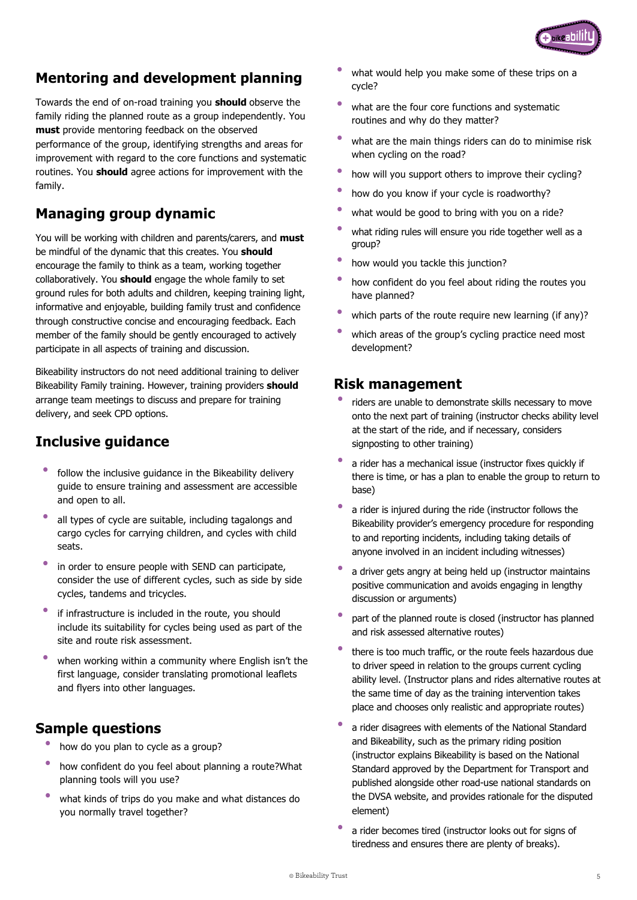## Mentoring and development planning

Towards the end of on-road training you **should** observe the family riding the planned route as a group independently. You **must** provide mentoring feedback on the observed performance of the group, identifying strengths and areas for improvement with regard to the core functions and systematic routines. You **should** agree actions for improvement with the family.

## Managing group dynamic

You will be working with children and parents/carers, and **must** be mindful of the dynamic that this creates. You **should** encourage the family to think as a team, working together collaboratively. You **should** engage the whole family to set ground rules for both adults and children, keeping training light, informative and enjoyable, building family trust and confidence through constructive concise and encouraging feedback. Each member of the family should be gently encouraged to actively participate in all aspects of training and discussion.

Bikeability instructors do not need additional training to deliver Bikeability Family training. However, training providers **should** arrange team meetings to discuss and prepare for training delivery, and seek CPD options.

## Inclusive guidance

- follow the inclusive guidance in the Bikeability delivery guide to ensure training and assessment are accessible and open to all.
- all types of cycle are suitable, including tagalongs and cargo cycles for carrying children, and cycles with child seats.
- in order to ensure people with SEND can participate, consider the use of different cycles, such as side by side cycles, tandems and tricycles.
- if infrastructure is included in the route, you should include its suitability for cycles being used as part of the site and route risk assessment.
- when working within a community where English isn't the first language, consider translating promotional leaflets and flyers into other languages.

## Sample questions

- how do you plan to cycle as a group?
- how confident do you feel about planning a route?What planning tools will you use?
- what kinds of trips do you make and what distances do you normally travel together?
- what would help you make some of these trips on a cycle?
- what are the four core functions and systematic routines and why do they matter?
- what are the main things riders can do to minimise risk when cycling on the road?
- how will you support others to improve their cycling?
- how do you know if your cycle is roadworthy?
- what would be good to bring with you on a ride?
- what riding rules will ensure you ride together well as a group?
- how would you tackle this junction?
- how confident do you feel about riding the routes you have planned?
- which parts of the route require new learning (if any)?
- which areas of the group's cycling practice need most development?

## Risk management

- riders are unable to demonstrate skills necessary to move onto the next part of training (instructor checks ability level at the start of the ride, and if necessary, considers signposting to other training)
- a rider has a mechanical issue (instructor fixes quickly if there is time, or has a plan to enable the group to return to base)
- a rider is injured during the ride (instructor follows the Bikeability provider's emergency procedure for responding to and reporting incidents, including taking details of anyone involved in an incident including witnesses)
- a driver gets angry at being held up (instructor maintains positive communication and avoids engaging in lengthy discussion or arguments)
- part of the planned route is closed (instructor has planned and risk assessed alternative routes)
- there is too much traffic, or the route feels hazardous due to driver speed in relation to the groups current cycling ability level. (Instructor plans and rides alternative routes at the same time of day as the training intervention takes place and chooses only realistic and appropriate routes)
- a rider disagrees with elements of the National Standard and Bikeability, such as the primary riding position (instructor explains Bikeability is based on the National Standard approved by the Department for Transport and published alongside other road-use national standards on the DVSA website, and provides rationale for the disputed element)
- a rider becomes tired (instructor looks out for signs of tiredness and ensures there are plenty of breaks).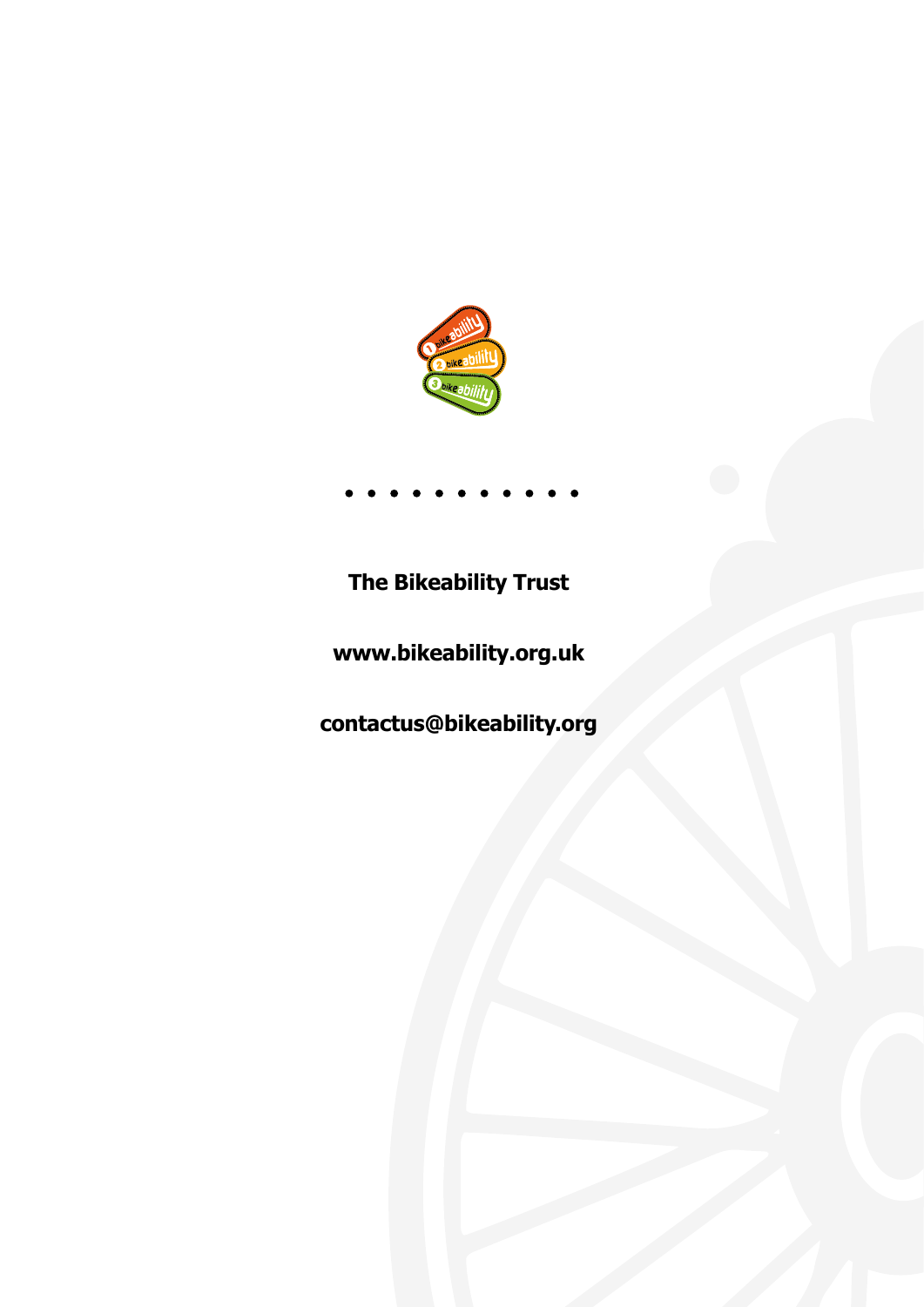**The Bikeability Trust**

**www.bikeability.org.uk**

**contactus@bikeability.org**